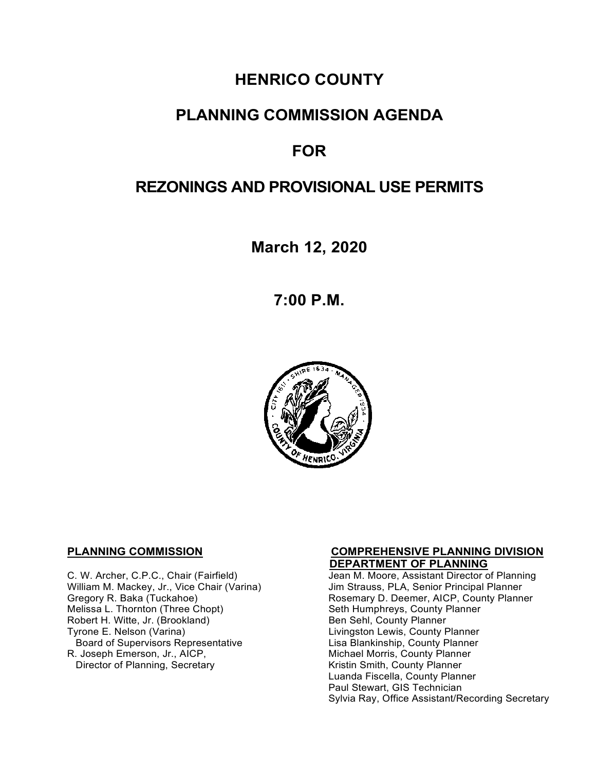# HENRICO COUNTY

# PLANNING COMMISSION AGENDA

# FOR

# REZONINGS AND PROVISIONAL USE PERMITS

**March 12, 2020**

**7:00 P.M.**

**PLANNING COMMISSION**

C. W. Archer, C.P.C., Chair (Fairfield)
William M. Mackey, Jr., Vice Chair (Varina)
Gregory R. Baka (Tuckahoe)
Melissa L. Thornton (Three Chopt)
Robert H. Witte, Jr. (Brookland)
Tyrone E. Nelson (Varina)
Board of Supervisors Representative
R. Joseph Emerson, Jr., AICP,
Director of Planning, Secretary

**COMPREHENSIVE PLANNING DIVISION**
**DEPARTMENT OF PLANNING**

Jean M. Moore, Assistant Director of Planning
Jim Strauss, PLA, Senior Principal Planner
Rosemary D. Deemer, AICP, County Planner
Seth Humphreys, County Planner
Ben Sehl, County Planner
Livingston Lewis, County Planner
Lisa Blankinship, County Planner
Michael Morris, County Planner
Kristin Smith, County Planner
Luanda Fiscella, County Planner
Paul Stewart, GIS Technician
Sylvia Ray, Office Assistant/Recording Secretary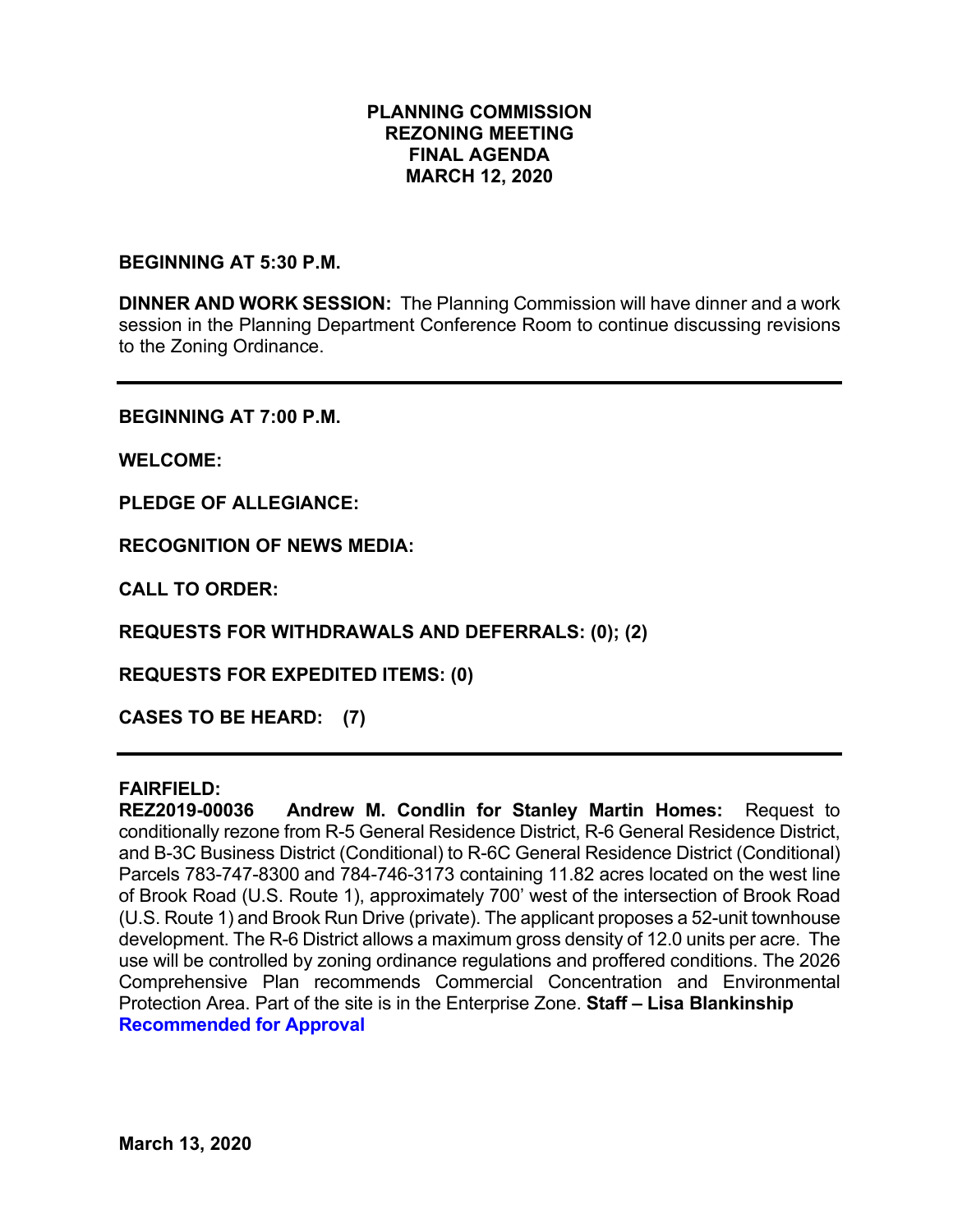**PLANNING COMMISSION**
**REZONING MEETING**
**FINAL AGENDA**
**MARCH 12, 2020**

**BEGINNING AT 5:30 P.M.**

**DINNER AND WORK SESSION:** The Planning Commission will have dinner and a work session in the Planning Department Conference Room to continue discussing revisions to the Zoning Ordinance.

---

**BEGINNING AT 7:00 P.M.**

**WELCOME:**

**PLEDGE OF ALLEGIANCE:**

**RECOGNITION OF NEWS MEDIA:**

**CALL TO ORDER:**

**REQUESTS FOR WITHDRAWALS AND DEFERRALS: (0); (2)**

**REQUESTS FOR EXPEDITED ITEMS: (0)**

**CASES TO BE HEARD: (7)**

---

**FAIRFIELD:**
**REZ2019-00036 Andrew M. Condlin for Stanley Martin Homes:** Request to conditionally rezone from R-5 General Residence District, R-6 General Residence District, and B-3C Business District (Conditional) to R-6C General Residence District (Conditional) Parcels 783-747-8300 and 784-746-3173 containing 11.82 acres located on the west line of Brook Road (U.S. Route 1), approximately 700' west of the intersection of Brook Road (U.S. Route 1) and Brook Run Drive (private). The applicant proposes a 52-unit townhouse development. The R-6 District allows a maximum gross density of 12.0 units per acre. The use will be controlled by zoning ordinance regulations and proffered conditions. The 2026 Comprehensive Plan recommends Commercial Concentration and Environmental Protection Area. Part of the site is in the Enterprise Zone. **Staff – Lisa Blankinship**
**Recommended for Approval**

**March 13, 2020**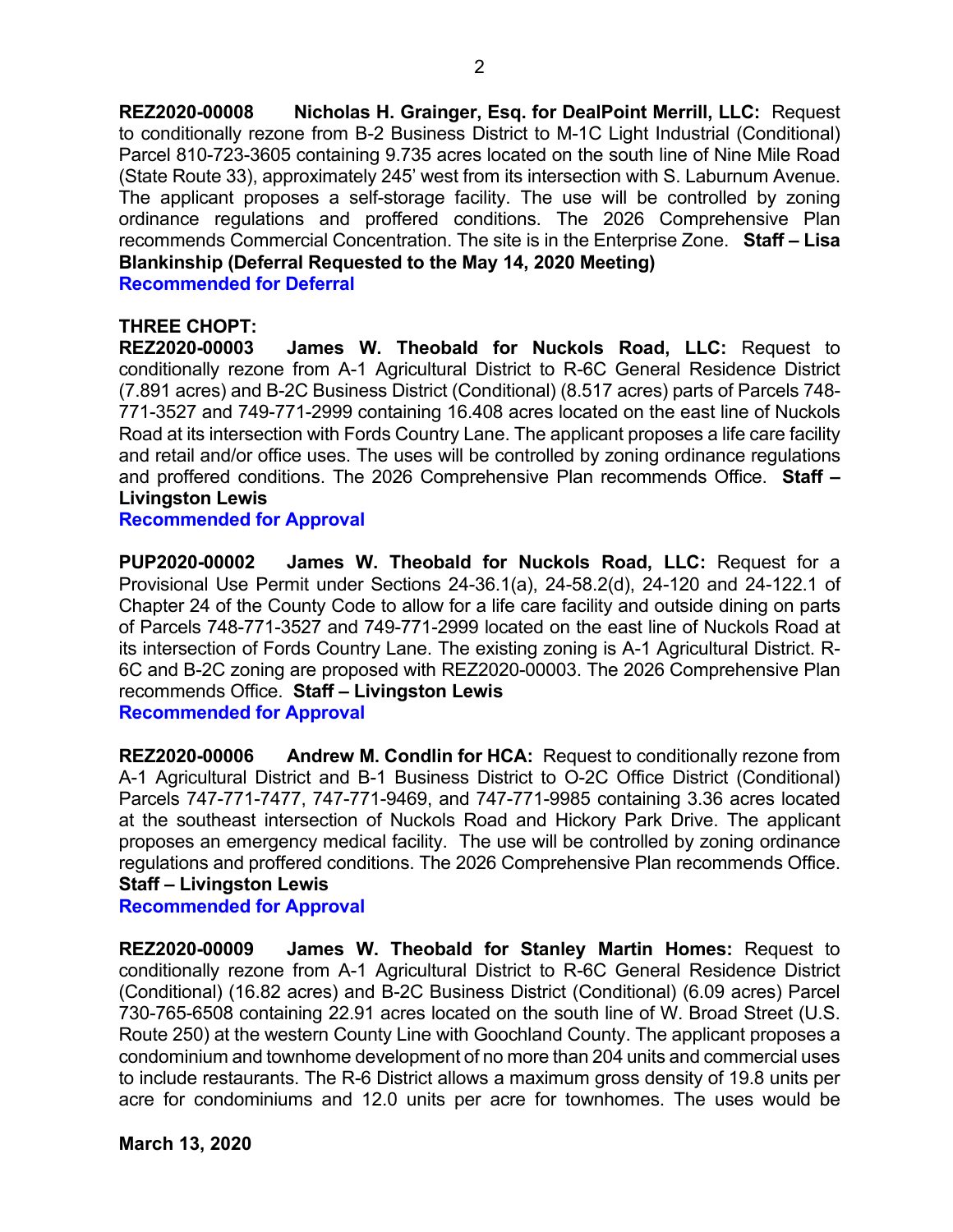**REZ2020-00008 Nicholas H. Grainger, Esq. for DealPoint Merrill, LLC:** Request to conditionally rezone from B-2 Business District to M-1C Light Industrial (Conditional) Parcel 810-723-3605 containing 9.735 acres located on the south line of Nine Mile Road (State Route 33), approximately 245' west from its intersection with S. Laburnum Avenue. The applicant proposes a self-storage facility. The use will be controlled by zoning ordinance regulations and proffered conditions. The 2026 Comprehensive Plan recommends Commercial Concentration. The site is in the Enterprise Zone. **Staff – Lisa Blankinship (Deferral Requested to the May 14, 2020 Meeting)**
**Recommended for Deferral**

**THREE CHOPT:**
**REZ2020-00003 James W. Theobald for Nuckols Road, LLC:** Request to conditionally rezone from A-1 Agricultural District to R-6C General Residence District (7.891 acres) and B-2C Business District (Conditional) (8.517 acres) parts of Parcels 748-771-3527 and 749-771-2999 containing 16.408 acres located on the east line of Nuckols Road at its intersection with Fords Country Lane. The applicant proposes a life care facility and retail and/or office uses. The uses will be controlled by zoning ordinance regulations and proffered conditions. The 2026 Comprehensive Plan recommends Office. **Staff – Livingston Lewis**
**Recommended for Approval**

**PUP2020-00002 James W. Theobald for Nuckols Road, LLC:** Request for a Provisional Use Permit under Sections 24-36.1(a), 24-58.2(d), 24-120 and 24-122.1 of Chapter 24 of the County Code to allow for a life care facility and outside dining on parts of Parcels 748-771-3527 and 749-771-2999 located on the east line of Nuckols Road at its intersection of Fords Country Lane. The existing zoning is A-1 Agricultural District. R-6C and B-2C zoning are proposed with REZ2020-00003. The 2026 Comprehensive Plan recommends Office. **Staff – Livingston Lewis**
**Recommended for Approval**

**REZ2020-00006 Andrew M. Condlin for HCA:** Request to conditionally rezone from A-1 Agricultural District and B-1 Business District to O-2C Office District (Conditional) Parcels 747-771-7477, 747-771-9469, and 747-771-9985 containing 3.36 acres located at the southeast intersection of Nuckols Road and Hickory Park Drive. The applicant proposes an emergency medical facility. The use will be controlled by zoning ordinance regulations and proffered conditions. The 2026 Comprehensive Plan recommends Office. **Staff – Livingston Lewis**
**Recommended for Approval**

**REZ2020-00009 James W. Theobald for Stanley Martin Homes:** Request to conditionally rezone from A-1 Agricultural District to R-6C General Residence District (Conditional) (16.82 acres) and B-2C Business District (Conditional) (6.09 acres) Parcel 730-765-6508 containing 22.91 acres located on the south line of W. Broad Street (U.S. Route 250) at the western County Line with Goochland County. The applicant proposes a condominium and townhome development of no more than 204 units and commercial uses to include restaurants. The R-6 District allows a maximum gross density of 19.8 units per acre for condominiums and 12.0 units per acre for townhomes. The uses would be

**March 13, 2020**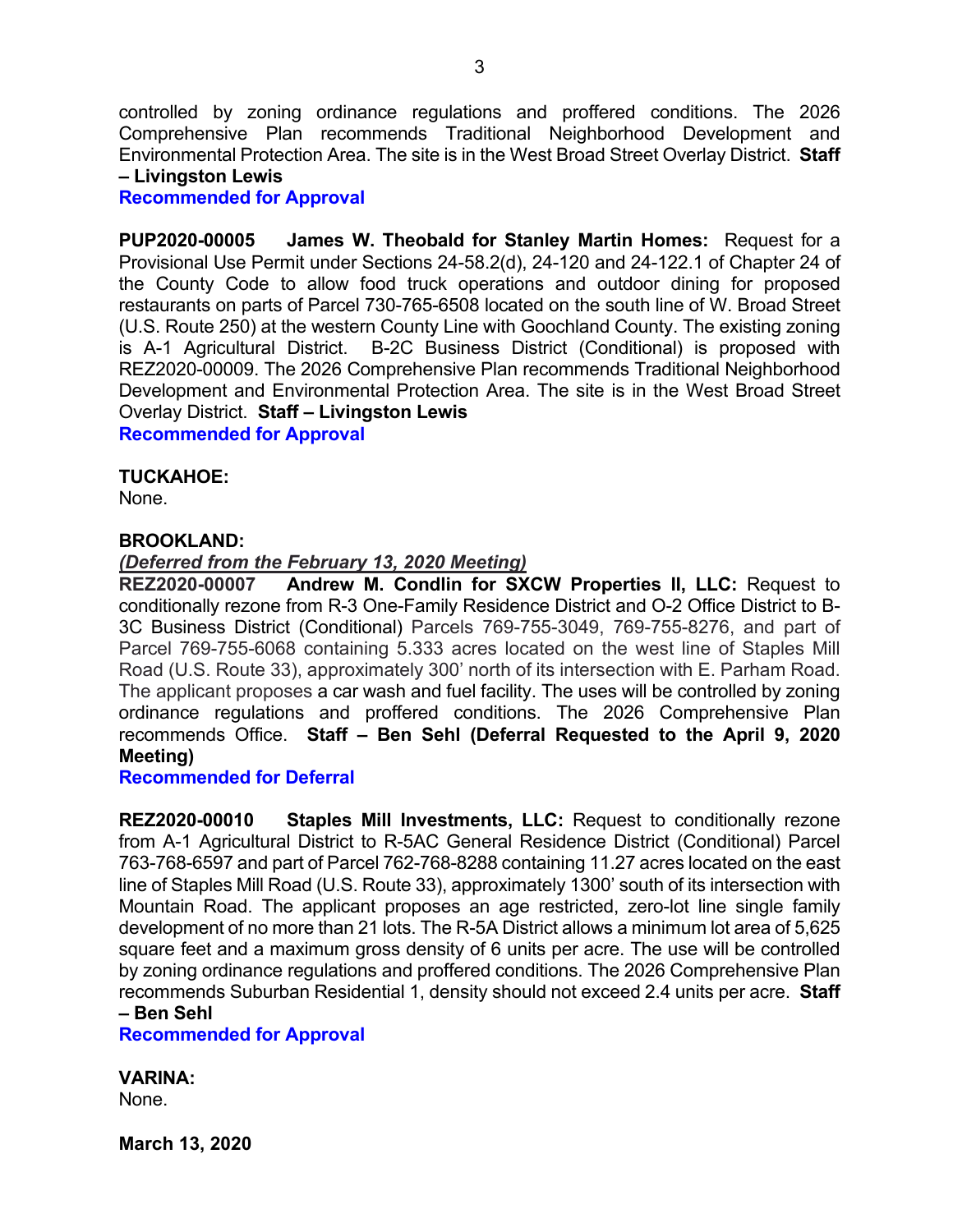controlled by zoning ordinance regulations and proffered conditions. The 2026 Comprehensive Plan recommends Traditional Neighborhood Development and Environmental Protection Area. The site is in the West Broad Street Overlay District. **Staff – Livingston Lewis**
**Recommended for Approval**

**PUP2020-00005 James W. Theobald for Stanley Martin Homes:** Request for a Provisional Use Permit under Sections 24-58.2(d), 24-120 and 24-122.1 of Chapter 24 of the County Code to allow food truck operations and outdoor dining for proposed restaurants on parts of Parcel 730-765-6508 located on the south line of W. Broad Street (U.S. Route 250) at the western County Line with Goochland County. The existing zoning is A-1 Agricultural District. B-2C Business District (Conditional) is proposed with REZ2020-00009. The 2026 Comprehensive Plan recommends Traditional Neighborhood Development and Environmental Protection Area. The site is in the West Broad Street Overlay District. **Staff – Livingston Lewis**
**Recommended for Approval**

**TUCKAHOE:**
None.

**BROOKLAND:**
***(Deferred from the February 13, 2020 Meeting)***
**REZ2020-00007 Andrew M. Condlin for SXCW Properties II, LLC:** Request to conditionally rezone from R-3 One-Family Residence District and O-2 Office District to B-3C Business District (Conditional) Parcels 769-755-3049, 769-755-8276, and part of Parcel 769-755-6068 containing 5.333 acres located on the west line of Staples Mill Road (U.S. Route 33), approximately 300' north of its intersection with E. Parham Road. The applicant proposes a car wash and fuel facility. The uses will be controlled by zoning ordinance regulations and proffered conditions. The 2026 Comprehensive Plan recommends Office. **Staff – Ben Sehl (Deferral Requested to the April 9, 2020 Meeting)**
**Recommended for Deferral**

**REZ2020-00010 Staples Mill Investments, LLC:** Request to conditionally rezone from A-1 Agricultural District to R-5AC General Residence District (Conditional) Parcel 763-768-6597 and part of Parcel 762-768-8288 containing 11.27 acres located on the east line of Staples Mill Road (U.S. Route 33), approximately 1300' south of its intersection with Mountain Road. The applicant proposes an age restricted, zero-lot line single family development of no more than 21 lots. The R-5A District allows a minimum lot area of 5,625 square feet and a maximum gross density of 6 units per acre. The use will be controlled by zoning ordinance regulations and proffered conditions. The 2026 Comprehensive Plan recommends Suburban Residential 1, density should not exceed 2.4 units per acre. **Staff – Ben Sehl**
**Recommended for Approval**

**VARINA:**
None.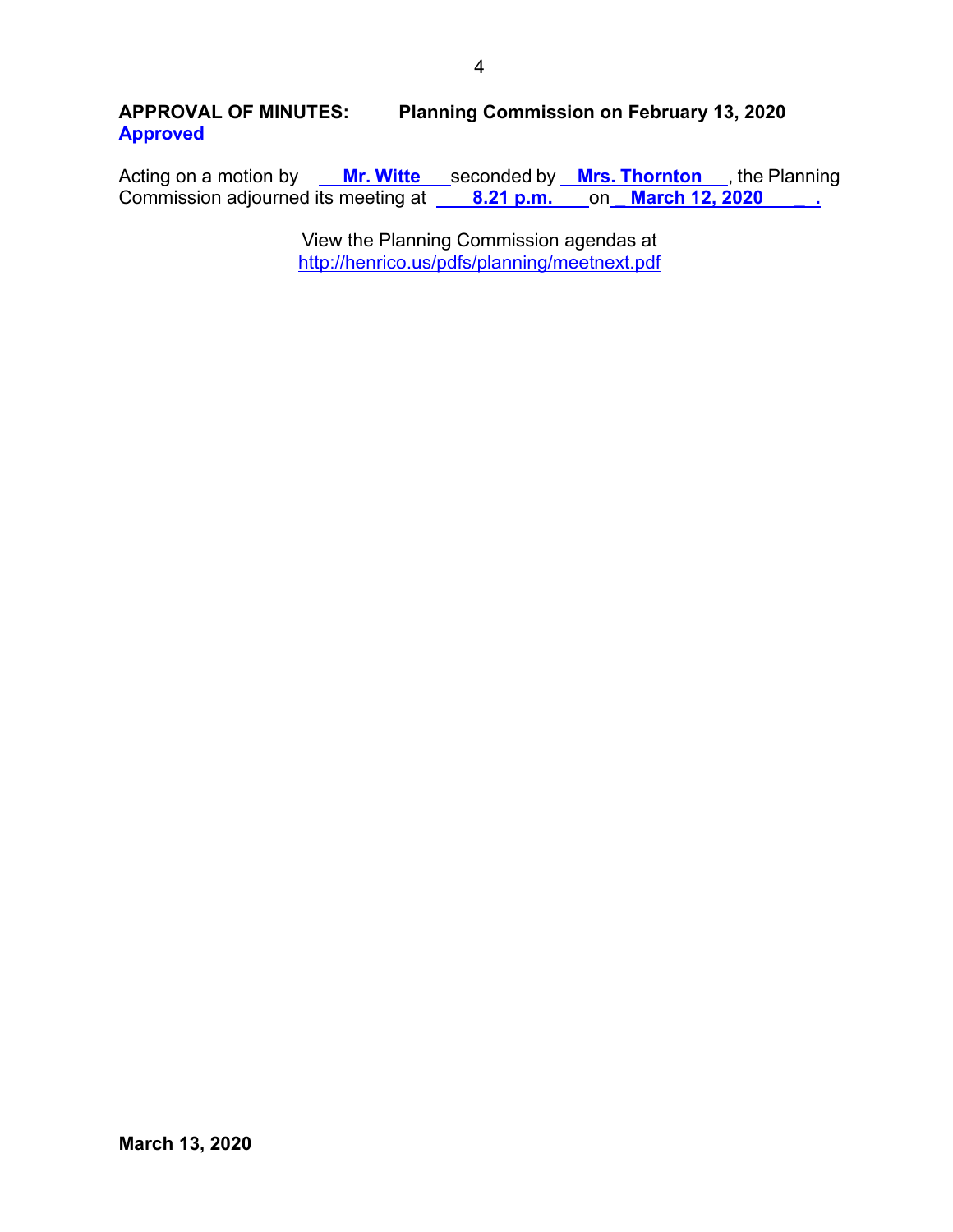**APPROVAL OF MINUTES:** **Planning Commission on February 13, 2020**
**Approved**

Acting on a motion by **Mr. Witte** seconded by **Mrs. Thornton**, the Planning Commission adjourned its meeting at **8.21 p.m.** on **March 12, 2020** .

View the Planning Commission agendas at
http://henrico.us/pdfs/planning/meetnext.pdf

**March 13, 2020**